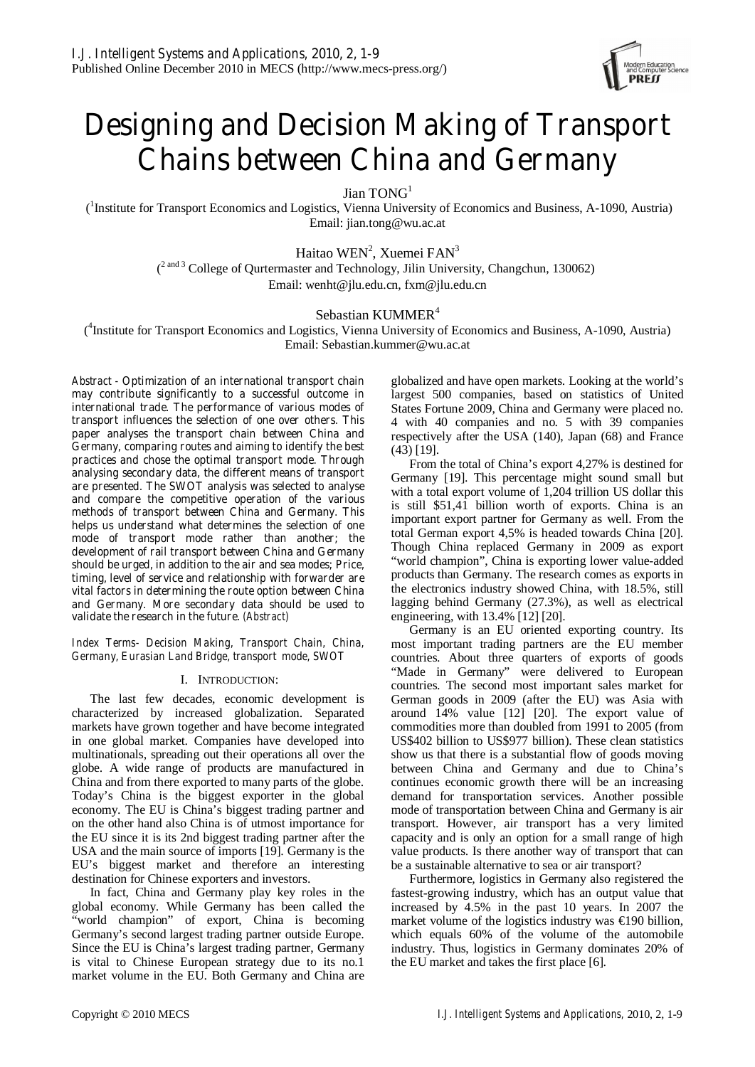# Designing and Decision Making of Transport Chains between China and Germany

Jian TONG[1]

([1]Institute for Transport Economics and Logistics, Vienna University of Economics and Business, A-1090, Austria)
Email: jian.tong@wu.ac.at

Haitao WEN[2], Xuemei FAN[3]

([2 and 3] College of Qurtermaster and Technology, Jilin University, Changchun, 130062)
Email: wenht@jlu.edu.cn, fxm@jlu.edu.cn

Sebastian KUMMER[4]

([4]Institute for Transport Economics and Logistics, Vienna University of Economics and Business, A-1090, Austria)
Email: Sebastian.kummer@wu.ac.at

*Abstract* - Optimization of an international transport chain may contribute significantly to a successful outcome in international trade. The performance of various modes of transport influences the selection of one over others. This paper analyses the transport chain between China and Germany, comparing routes and aiming to identify the best practices and chose the optimal transport mode. Through analysing secondary data, the different means of transport are presented. The SWOT analysis was selected to analyse and compare the competitive operation of the various methods of transport between China and Germany. This helps us understand what determines the selection of one mode of transport mode rather than another; the development of rail transport between China and Germany should be urged, in addition to the air and sea modes; Price, timing, level of service and relationship with forwarder are vital factors in determining the route option between China and Germany. More secondary data should be used to validate the research in the future. *(Abstract)*

*Index Terms- Decision Making, Transport Chain, China, Germany, Eurasian Land Bridge, transport mode, SWOT*

## I. INTRODUCTION:

The last few decades, economic development is characterized by increased globalization. Separated markets have grown together and have become integrated in one global market. Companies have developed into multinationals, spreading out their operations all over the globe. A wide range of products are manufactured in China and from there exported to many parts of the globe. Today's China is the biggest exporter in the global economy. The EU is China's biggest trading partner and on the other hand also China is of utmost importance for the EU since it is its 2nd biggest trading partner after the USA and the main source of imports [19]. Germany is the EU's biggest market and therefore an interesting destination for Chinese exporters and investors.

In fact, China and Germany play key roles in the global economy. While Germany has been called the "world champion" of export, China is becoming Germany's second largest trading partner outside Europe. Since the EU is China's largest trading partner, Germany is vital to Chinese European strategy due to its no.1 market volume in the EU. Both Germany and China are globalized and have open markets. Looking at the world's largest 500 companies, based on statistics of United States Fortune 2009, China and Germany were placed no. 4 with 40 companies and no. 5 with 39 companies respectively after the USA (140), Japan (68) and France (43) [19].

From the total of China's export 4,27% is destined for Germany [19]. This percentage might sound small but with a total export volume of 1,204 trillion US dollar this is still $51,41 billion worth of exports. China is an important export partner for Germany as well. From the total German export 4,5% is headed towards China [20]. Though China replaced Germany in 2009 as export "world champion", China is exporting lower value-added products than Germany. The research comes as exports in the electronics industry showed China, with 18.5%, still lagging behind Germany (27.3%), as well as electrical engineering, with 13.4% [12] [20].

Germany is an EU oriented exporting country. Its most important trading partners are the EU member countries. About three quarters of exports of goods "Made in Germany" were delivered to European countries. The second most important sales market for German goods in 2009 (after the EU) was Asia with around 14% value [12] [20]. The export value of commodities more than doubled from 1991 to 2005 (from US$402 billion to US$977 billion). These clean statistics show us that there is a substantial flow of goods moving between China and Germany and due to China's continues economic growth there will be an increasing demand for transportation services. Another possible mode of transportation between China and Germany is air transport. However, air transport has a very limited capacity and is only an option for a small range of high value products. Is there another way of transport that can be a sustainable alternative to sea or air transport?

Furthermore, logistics in Germany also registered the fastest-growing industry, which has an output value that increased by 4.5% in the past 10 years. In 2007 the market volume of the logistics industry was €190 billion, which equals 60% of the volume of the automobile industry. Thus, logistics in Germany dominates 20% of the EU market and takes the first place [6].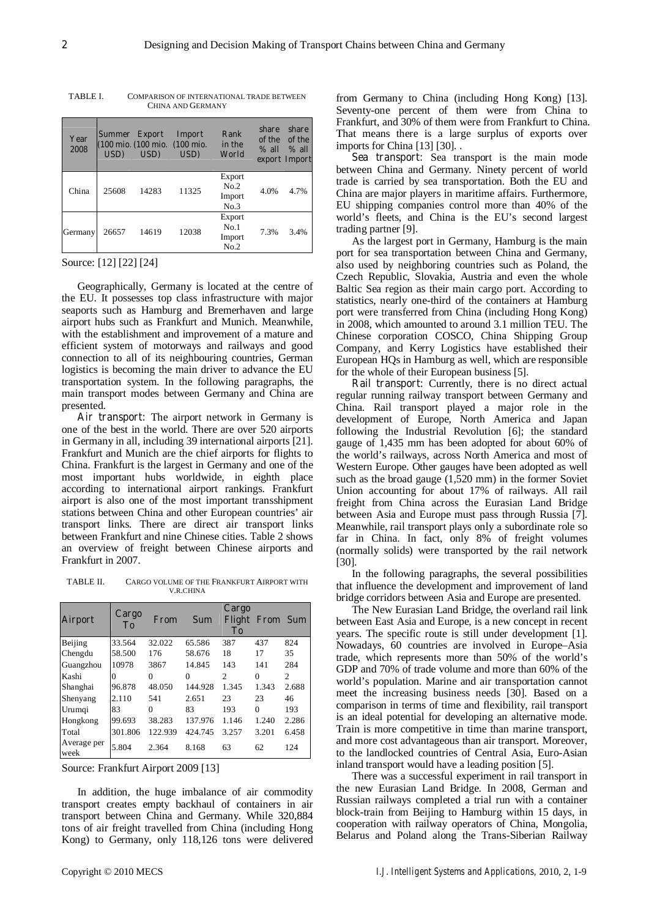TABLE I. COMPARISON OF INTERNATIONAL TRADE BETWEEN CHINA AND GERMANY

| Year 2008 | Summer (100 mio. USD) | Export (100 mio. USD) | Import (100 mio. USD) | Rank in the World | share of the % all export | share of the % all Import |
|---|---|---|---|---|---|---|
| China | 25608 | 14283 | 11325 | Export No.2 Import No.3 | 4.0% | 4.7% |
| Germany | 26657 | 14619 | 12038 | Export No.1 Import No.2 | 7.3% | 3.4% |

Source: [12] [22] [24]

Geographically, Germany is located at the centre of the EU. It possesses top class infrastructure with major seaports such as Hamburg and Bremerhaven and large airport hubs such as Frankfurt and Munich. Meanwhile, with the establishment and improvement of a mature and efficient system of motorways and railways and good connection to all of its neighbouring countries, German logistics is becoming the main driver to advance the EU transportation system. In the following paragraphs, the main transport modes between Germany and China are presented.

*Air transport*: The airport network in Germany is one of the best in the world. There are over 520 airports in Germany in all, including 39 international airports [21]. Frankfurt and Munich are the chief airports for flights to China. Frankfurt is the largest in Germany and one of the most important hubs worldwide, in eighth place according to international airport rankings. Frankfurt airport is also one of the most important transshipment stations between China and other European countries' air transport links. There are direct air transport links between Frankfurt and nine Chinese cities. Table 2 shows an overview of freight between Chinese airports and Frankfurt in 2007.

TABLE II. CARGO VOLUME OF THE FRANKFURT AIRPORT WITH V.R.CHINA

| Airport | Cargo To | From | Sum | Cargo Flight To | From | Sum |
|---|---|---|---|---|---|---|
| Beijing | 33.564 | 32.022 | 65.586 | 387 | 437 | 824 |
| Chengdu | 58.500 | 176 | 58.676 | 18 | 17 | 35 |
| Guangzhou | 10978 | 3867 | 14.845 | 143 | 141 | 284 |
| Kashi | 0 | 0 | 0 | 2 | 0 | 2 |
| Shanghai | 96.878 | 48.050 | 144.928 | 1.345 | 1.343 | 2.688 |
| Shenyang | 2.110 | 541 | 2.651 | 23 | 23 | 46 |
| Urumqi | 83 | 0 | 83 | 193 | 0 | 193 |
| Hongkong | 99.693 | 38.283 | 137.976 | 1.146 | 1.240 | 2.286 |
| Total | 301.806 | 122.939 | 424.745 | 3.257 | 3.201 | 6.458 |
| Average per week | 5.804 | 2.364 | 8.168 | 63 | 62 | 124 |

Source: Frankfurt Airport 2009 [13]

In addition, the huge imbalance of air commodity transport creates empty backhaul of containers in air transport between China and Germany. While 320,884 tons of air freight travelled from China (including Hong Kong) to Germany, only 118,126 tons were delivered from Germany to China (including Hong Kong) [13]. Seventy-one percent of them were from China to Frankfurt, and 30% of them were from Frankfurt to China. That means there is a large surplus of exports over imports for China [13] [30]. .

*Sea transport*: Sea transport is the main mode between China and Germany. Ninety percent of world trade is carried by sea transportation. Both the EU and China are major players in maritime affairs. Furthermore, EU shipping companies control more than 40% of the world's fleets, and China is the EU's second largest trading partner [9].

As the largest port in Germany, Hamburg is the main port for sea transportation between China and Germany, also used by neighboring countries such as Poland, the Czech Republic, Slovakia, Austria and even the whole Baltic Sea region as their main cargo port. According to statistics, nearly one-third of the containers at Hamburg port were transferred from China (including Hong Kong) in 2008, which amounted to around 3.1 million TEU. The Chinese corporation COSCO, China Shipping Group Company, and Kerry Logistics have established their European HQs in Hamburg as well, which are responsible for the whole of their European business [5].

*Rail transport*: Currently, there is no direct actual regular running railway transport between Germany and China. Rail transport played a major role in the development of Europe, North America and Japan following the Industrial Revolution [6]; the standard gauge of 1,435 mm has been adopted for about 60% of the world's railways, across North America and most of Western Europe. Other gauges have been adopted as well such as the broad gauge (1,520 mm) in the former Soviet Union accounting for about 17% of railways. All rail freight from China across the Eurasian Land Bridge between Asia and Europe must pass through Russia [7]. Meanwhile, rail transport plays only a subordinate role so far in China. In fact, only 8% of freight volumes (normally solids) were transported by the rail network [30].

In the following paragraphs, the several possibilities that influence the development and improvement of land bridge corridors between Asia and Europe are presented.

The New Eurasian Land Bridge, the overland rail link between East Asia and Europe, is a new concept in recent years. The specific route is still under development [1]. Nowadays, 60 countries are involved in Europe–Asia trade, which represents more than 50% of the world's GDP and 70% of trade volume and more than 60% of the world's population. Marine and air transportation cannot meet the increasing business needs [30]. Based on a comparison in terms of time and flexibility, rail transport is an ideal potential for developing an alternative mode. Train is more competitive in time than marine transport, and more cost advantageous than air transport. Moreover, to the landlocked countries of Central Asia, Euro-Asian inland transport would have a leading position [5].

There was a successful experiment in rail transport in the new Eurasian Land Bridge. In 2008, German and Russian railways completed a trial run with a container block-train from Beijing to Hamburg within 15 days, in cooperation with railway operators of China, Mongolia, Belarus and Poland along the Trans-Siberian Railway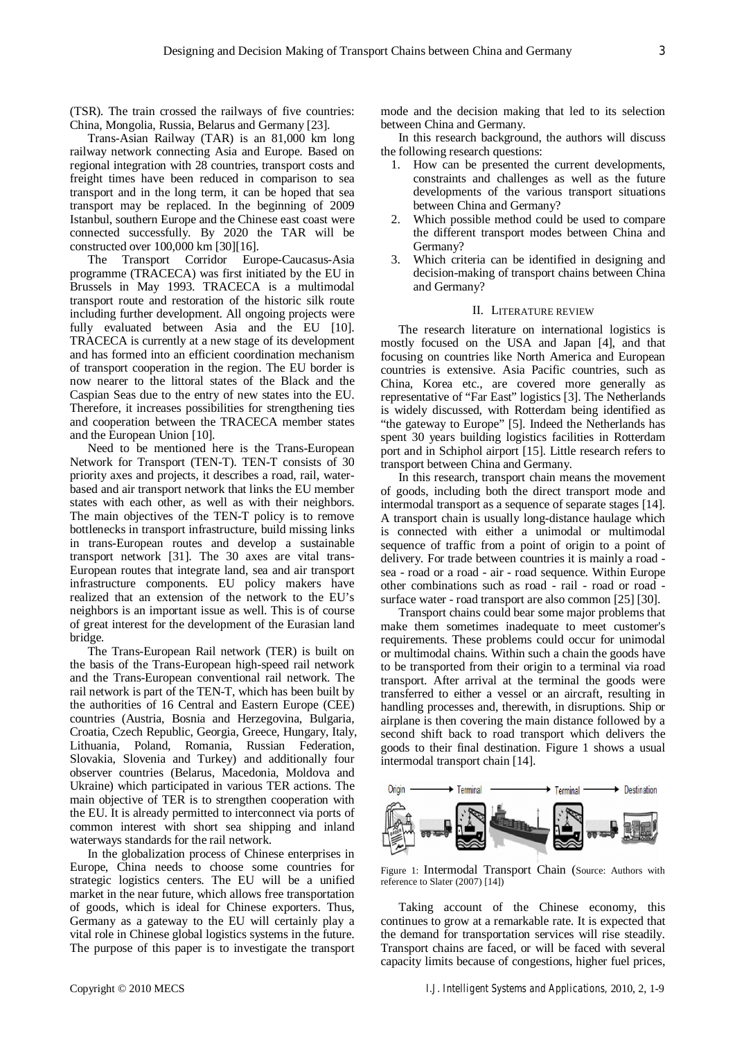(TSR). The train crossed the railways of five countries: China, Mongolia, Russia, Belarus and Germany [23].

Trans-Asian Railway (TAR) is an 81,000 km long railway network connecting Asia and Europe. Based on regional integration with 28 countries, transport costs and freight times have been reduced in comparison to sea transport and in the long term, it can be hoped that sea transport may be replaced. In the beginning of 2009 Istanbul, southern Europe and the Chinese east coast were connected successfully. By 2020 the TAR will be constructed over 100,000 km [30][16].

The Transport Corridor Europe-Caucasus-Asia programme (TRACECA) was first initiated by the EU in Brussels in May 1993. TRACECA is a multimodal transport route and restoration of the historic silk route including further development. All ongoing projects were fully evaluated between Asia and the EU [10]. TRACECA is currently at a new stage of its development and has formed into an efficient coordination mechanism of transport cooperation in the region. The EU border is now nearer to the littoral states of the Black and the Caspian Seas due to the entry of new states into the EU. Therefore, it increases possibilities for strengthening ties and cooperation between the TRACECA member states and the European Union [10].

Need to be mentioned here is the Trans-European Network for Transport (TEN-T). TEN-T consists of 30 priority axes and projects, it describes a road, rail, water-based and air transport network that links the EU member states with each other, as well as with their neighbors. The main objectives of the TEN-T policy is to remove bottlenecks in transport infrastructure, build missing links in trans-European routes and develop a sustainable transport network [31]. The 30 axes are vital trans-European routes that integrate land, sea and air transport infrastructure components. EU policy makers have realized that an extension of the network to the EU's neighbors is an important issue as well. This is of course of great interest for the development of the Eurasian land bridge.

The Trans-European Rail network (TER) is built on the basis of the Trans-European high-speed rail network and the Trans-European conventional rail network. The rail network is part of the TEN-T, which has been built by the authorities of 16 Central and Eastern Europe (CEE) countries (Austria, Bosnia and Herzegovina, Bulgaria, Croatia, Czech Republic, Georgia, Greece, Hungary, Italy, Lithuania, Poland, Romania, Russian Federation, Slovakia, Slovenia and Turkey) and additionally four observer countries (Belarus, Macedonia, Moldova and Ukraine) which participated in various TER actions. The main objective of TER is to strengthen cooperation with the EU. It is already permitted to interconnect via ports of common interest with short sea shipping and inland waterways standards for the rail network.

In the globalization process of Chinese enterprises in Europe, China needs to choose some countries for strategic logistics centers. The EU will be a unified market in the near future, which allows free transportation of goods, which is ideal for Chinese exporters. Thus, Germany as a gateway to the EU will certainly play a vital role in Chinese global logistics systems in the future. The purpose of this paper is to investigate the transport mode and the decision making that led to its selection between China and Germany.

In this research background, the authors will discuss the following research questions:

1. How can be presented the current developments, constraints and challenges as well as the future developments of the various transport situations between China and Germany?
2. Which possible method could be used to compare the different transport modes between China and Germany?
3. Which criteria can be identified in designing and decision-making of transport chains between China and Germany?

## II. Literature review

The research literature on international logistics is mostly focused on the USA and Japan [4], and that focusing on countries like North America and European countries is extensive. Asia Pacific countries, such as China, Korea etc., are covered more generally as representative of "Far East" logistics [3]. The Netherlands is widely discussed, with Rotterdam being identified as "the gateway to Europe" [5]. Indeed the Netherlands has spent 30 years building logistics facilities in Rotterdam port and in Schiphol airport [15]. Little research refers to transport between China and Germany.

In this research, transport chain means the movement of goods, including both the direct transport mode and intermodal transport as a sequence of separate stages [14]. A transport chain is usually long-distance haulage which is connected with either a unimodal or multimodal sequence of traffic from a point of origin to a point of delivery. For trade between countries it is mainly a road - sea - road or a road - air - road sequence. Within Europe other combinations such as road - rail - road or road - surface water - road transport are also common [25] [30].

Transport chains could bear some major problems that make them sometimes inadequate to meet customer's requirements. These problems could occur for unimodal or multimodal chains. Within such a chain the goods have to be transported from their origin to a terminal via road transport. After arrival at the terminal the goods were transferred to either a vessel or an aircraft, resulting in handling processes and, therewith, in disruptions. Ship or airplane is then covering the main distance followed by a second shift back to road transport which delivers the goods to their final destination. Figure 1 shows a usual intermodal transport chain [14].

Figure 1: Intermodal Transport Chain (Source: Authors with reference to Slater (2007) [14])

Taking account of the Chinese economy, this continues to grow at a remarkable rate. It is expected that the demand for transportation services will rise steadily. Transport chains are faced, or will be faced with several capacity limits because of congestions, higher fuel prices,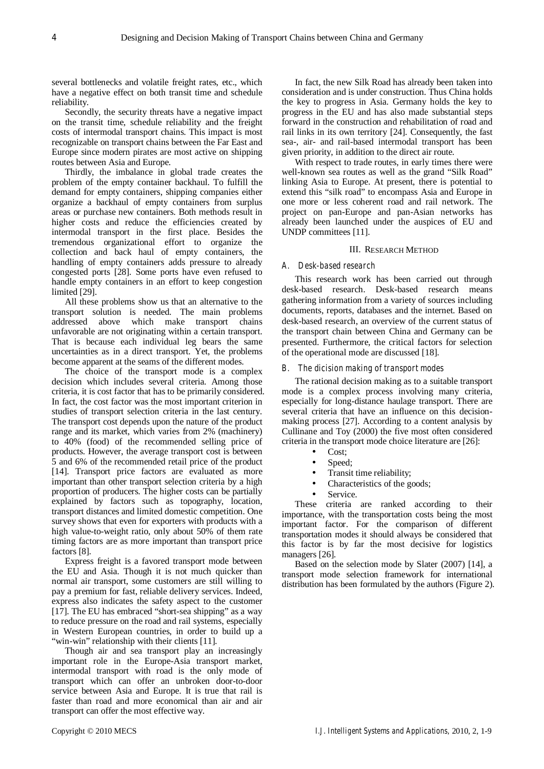several bottlenecks and volatile freight rates, etc., which have a negative effect on both transit time and schedule reliability.

Secondly, the security threats have a negative impact on the transit time, schedule reliability and the freight costs of intermodal transport chains. This impact is most recognizable on transport chains between the Far East and Europe since modern pirates are most active on shipping routes between Asia and Europe.

Thirdly, the imbalance in global trade creates the problem of the empty container backhaul. To fulfill the demand for empty containers, shipping companies either organize a backhaul of empty containers from surplus areas or purchase new containers. Both methods result in higher costs and reduce the efficiencies created by intermodal transport in the first place. Besides the tremendous organizational effort to organize the collection and back haul of empty containers, the handling of empty containers adds pressure to already congested ports [28]. Some ports have even refused to handle empty containers in an effort to keep congestion limited [29].

All these problems show us that an alternative to the transport solution is needed. The main problems addressed above which make transport chains unfavorable are not originating within a certain transport. That is because each individual leg bears the same uncertainties as in a direct transport. Yet, the problems become apparent at the seams of the different modes.

The choice of the transport mode is a complex decision which includes several criteria. Among those criteria, it is cost factor that has to be primarily considered. In fact, the cost factor was the most important criterion in studies of transport selection criteria in the last century. The transport cost depends upon the nature of the product range and its market, which varies from 2% (machinery) to 40% (food) of the recommended selling price of products. However, the average transport cost is between 5 and 6% of the recommended retail price of the product [14]. Transport price factors are evaluated as more important than other transport selection criteria by a high proportion of producers. The higher costs can be partially explained by factors such as topography, location, transport distances and limited domestic competition. One survey shows that even for exporters with products with a high value-to-weight ratio, only about 50% of them rate timing factors are as more important than transport price factors [8].

Express freight is a favored transport mode between the EU and Asia. Though it is not much quicker than normal air transport, some customers are still willing to pay a premium for fast, reliable delivery services. Indeed, express also indicates the safety aspect to the customer [17]. The EU has embraced "short-sea shipping" as a way to reduce pressure on the road and rail systems, especially in Western European countries, in order to build up a "win-win" relationship with their clients [11].

Though air and sea transport play an increasingly important role in the Europe-Asia transport market, intermodal transport with road is the only mode of transport which can offer an unbroken door-to-door service between Asia and Europe. It is true that rail is faster than road and more economical than air and air transport can offer the most effective way.

In fact, the new Silk Road has already been taken into consideration and is under construction. Thus China holds the key to progress in Asia. Germany holds the key to progress in the EU and has also made substantial steps forward in the construction and rehabilitation of road and rail links in its own territory [24]. Consequently, the fast sea-, air- and rail-based intermodal transport has been given priority, in addition to the direct air route.

With respect to trade routes, in early times there were well-known sea routes as well as the grand "Silk Road" linking Asia to Europe. At present, there is potential to extend this "silk road" to encompass Asia and Europe in one more or less coherent road and rail network. The project on pan-Europe and pan-Asian networks has already been launched under the auspices of EU and UNDP committees [11].

## III. Research Method

### A. Desk-based research

This research work has been carried out through desk-based research. Desk-based research means gathering information from a variety of sources including documents, reports, databases and the internet. Based on desk-based research, an overview of the current status of the transport chain between China and Germany can be presented. Furthermore, the critical factors for selection of the operational mode are discussed [18].

### B. The dicision making of transport modes

The rational decision making as to a suitable transport mode is a complex process involving many criteria, especially for long-distance haulage transport. There are several criteria that have an influence on this decision-making process [27]. According to a content analysis by Cullinane and Toy (2000) the five most often considered criteria in the transport mode choice literature are [26]:

- Cost;
- Speed;
- Transit time reliability;
- Characteristics of the goods;
- Service.

These criteria are ranked according to their importance, with the transportation costs being the most important factor. For the comparison of different transportation modes it should always be considered that this factor is by far the most decisive for logistics managers [26].

Based on the selection mode by Slater (2007) [14], a transport mode selection framework for international distribution has been formulated by the authors (Figure 2).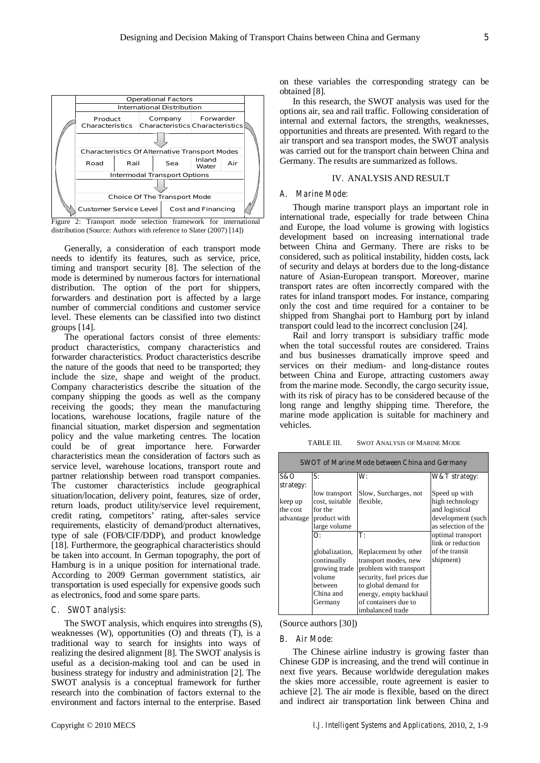Operational Factors

International Distribution

| Product Characteristics | Company Characteristics | Forwarder Characteristics |
|---|---|---|

Characteristics Of Alternative Transport Modes

| Road | Rail | Sea | Inland Water | Air |
|---|---|---|---|---|

Intermodal Transport Options

Choice Of The Transport Mode

| Customer Service Level | Cost and Financing |
|---|---|

Figure 2: Transport mode selection framework for international distribution (Source: Authors with reference to Slater (2007) [14])

Generally, a consideration of each transport mode needs to identify its features, such as service, price, timing and transport security [8]. The selection of the mode is determined by numerous factors for international distribution. The option of the port for shippers, forwarders and destination port is affected by a large number of commercial conditions and customer service level. These elements can be classified into two distinct groups [14].

The operational factors consist of three elements: product characteristics, company characteristics and forwarder characteristics. Product characteristics describe the nature of the goods that need to be transported; they include the size, shape and weight of the product. Company characteristics describe the situation of the company shipping the goods as well as the company receiving the goods; they mean the manufacturing locations, warehouse locations, fragile nature of the financial situation, market dispersion and segmentation policy and the value marketing centres. The location could be of great importance here. Forwarder characteristics mean the consideration of factors such as service level, warehouse locations, transport route and partner relationship between road transport companies. The customer characteristics include geographical situation/location, delivery point, features, size of order, return loads, product utility/service level requirement, credit rating, competitors' rating, after-sales service requirements, elasticity of demand/product alternatives, type of sale (FOB/CIF/DDP), and product knowledge [18]. Furthermore, the geographical characteristics should be taken into account. In German topography, the port of Hamburg is in a unique position for international trade. According to 2009 German government statistics, air transportation is used especially for expensive goods such as electronics, food and some spare parts.

### C. SWOT analysis:

The SWOT analysis, which enquires into strengths (S), weaknesses (W), opportunities (O) and threats (T), is a traditional way to search for insights into ways of realizing the desired alignment [8]. The SWOT analysis is useful as a decision-making tool and can be used in business strategy for industry and administration [2]. The SWOT analysis is a conceptual framework for further research into the combination of factors external to the environment and factors internal to the enterprise. Based on these variables the corresponding strategy can be obtained [8].

In this research, the SWOT analysis was used for the options air, sea and rail traffic. Following consideration of internal and external factors, the strengths, weaknesses, opportunities and threats are presented. With regard to the air transport and sea transport modes, the SWOT analysis was carried out for the transport chain between China and Germany. The results are summarized as follows.

## IV. ANALYSIS AND RESULT

### A. Marine Mode:

Though marine transport plays an important role in international trade, especially for trade between China and Europe, the load volume is growing with logistics development based on increasing international trade between China and Germany. There are risks to be considered, such as political instability, hidden costs, lack of security and delays at borders due to the long-distance nature of Asian-European transport. Moreover, marine transport rates are often incorrectly compared with the rates for inland transport modes. For instance, comparing only the cost and time required for a container to be shipped from Shanghai port to Hamburg port by inland transport could lead to the incorrect conclusion [24].

Rail and lorry transport is subsidiary traffic mode when the total successful routes are considered. Trains and bus businesses dramatically improve speed and services on their medium- and long-distance routes between China and Europe, attracting customers away from the marine mode. Secondly, the cargo security issue, with its risk of piracy has to be considered because of the long range and lengthy shipping time. Therefore, the marine mode application is suitable for machinery and vehicles.

TABLE III. SWOT ANALYSIS OF MARINE MODE

| SWOT of Marine Mode between China and Germany | | | |
|---|---|---|---|
| S&O strategy: keep up the cost advantage | S: low transport cost, suitable for the product with large volume | W: Slow, Surcharges, not flexible, | W&T strategy: Speed up with high technology and logistical development (such as selection of the optimal transport link or reduction of the transit shipment) |
| | O: globalization, continually growing trade volume between China and Germany | T: Replacement by other transport modes, new problem with transport security, fuel prices due to global demand for energy, empty backhaul of containers due to imbalanced trade | |

(Source authors [30])

### B. Air Mode:

The Chinese airline industry is growing faster than Chinese GDP is increasing, and the trend will continue in next five years. Because worldwide deregulation makes the skies more accessible, route agreement is easier to achieve [2]. The air mode is flexible, based on the direct and indirect air transportation link between China and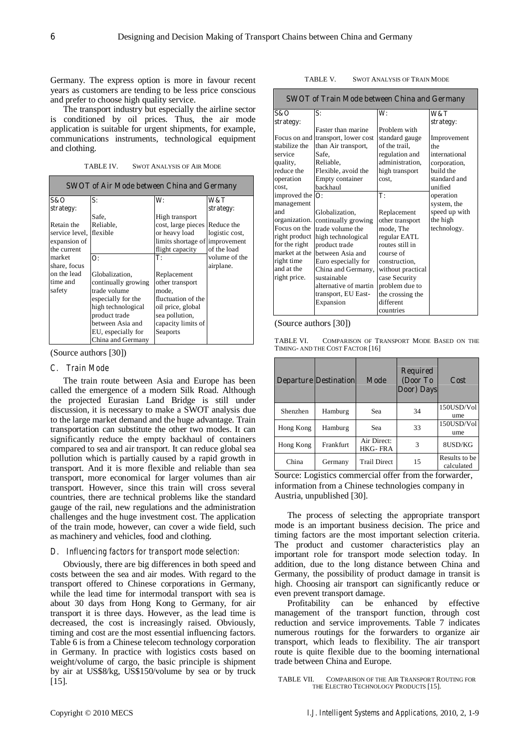Germany. The express option is more in favour recent years as customers are tending to be less price conscious and prefer to choose high quality service.

The transport industry but especially the airline sector is conditioned by oil prices. Thus, the air mode application is suitable for urgent shipments, for example, communications instruments, technological equipment and clothing.

TABLE IV. SWOT ANALYSIS OF AIR MODE

| SWOT of Air Mode between China and Germany | | | |
|---|---|---|---|
| S&O strategy: Retain the service level, expansion of the current market share, focus on the lead time and safety | S: Safe, Reliable, flexible | W: High transport cost, large pieces or heavy load limits shortage of flight capacity | W&T strategy: Reduce the logistic cost, improvement of the load volume of the airplane. |
| | O: Globalization, continually growing trade volume especially for the high technological product trade between Asia and EU, especially for China and Germany | T: Replacement other transport mode, fluctuation of the oil price, global sea pollution, capacity limits of Seaports | |

(Source authors [30])

## C. Train Mode

The train route between Asia and Europe has been called the emergence of a modern Silk Road. Although the projected Eurasian Land Bridge is still under discussion, it is necessary to make a SWOT analysis due to the large market demand and the huge advantage. Train transportation can substitute the other two modes. It can significantly reduce the empty backhaul of containers compared to sea and air transport. It can reduce global sea pollution which is partially caused by a rapid growth in transport. And it is more flexible and reliable than sea transport, more economical for larger volumes than air transport. However, since this train will cross several countries, there are technical problems like the standard gauge of the rail, new regulations and the administration challenges and the huge investment cost. The application of the train mode, however, can cover a wide field, such as machinery and vehicles, food and clothing.

## D. Influencing factors for transport mode selection:

Obviously, there are big differences in both speed and costs between the sea and air modes. With regard to the transport offered to Chinese corporations in Germany, while the lead time for intermodal transport with sea is about 30 days from Hong Kong to Germany, for air transport it is three days. However, as the lead time is decreased, the cost is increasingly raised. Obviously, timing and cost are the most essential influencing factors. Table 6 is from a Chinese telecom technology corporation in Germany. In practice with logistics costs based on weight/volume of cargo, the basic principle is shipment by air at US$8/kg, US$150/volume by sea or by truck [15].

TABLE V. SWOT ANALYSIS OF TRAIN MODE

| SWOT of Train Mode between China and Germany | | | |
|---|---|---|---|
| S&O strategy: Focus on and stabilize the service quality, reduce the operation cost, improved the management and organization. Focus on the right product for the right market at the right time and at the right price. | S: Faster than marine transport, lower cost than Air transport, Safe, Reliable, Flexible, avoid the Empty container backhaul | W: Problem with standard gauge of the trail, regulation and administration, high transport cost, | W&T strategy: Improvement the international corporation, build the standard and unified operation system, the speed up with the high technology. |
| | O: Globalization, continually growing trade volume the high technological product trade between Asia and Euro especially for China and Germany, sustainable alternative of martin transport, EU East-Expansion | T: Replacement other transport mode, The regular EATL routes still in course of construction, without practical case Security problem due to the crossing the different countries | |

(Source authors [30])

TABLE VI. COMPARISON OF TRANSPORT MODE BASED ON THE TIMING- AND THE COST FACTOR [16]

| Departure | Destination | Mode | Required (Door To Door) Days | Cost |
|---|---|---|---|---|
| Shenzhen | Hamburg | Sea | 34 | 150USD/Volume |
| Hong Kong | Hamburg | Sea | 33 | 150USD/Volume |
| Hong Kong | Frankfurt | Air Direct: HKG- FRA | 3 | 8USD/KG |
| China | Germany | Trail Direct | 15 | Results to be calculated |

Source: Logistics commercial offer from the forwarder, information from a Chinese technologies company in Austria, unpublished [30].

The process of selecting the appropriate transport mode is an important business decision. The price and timing factors are the most important selection criteria. The product and customer characteristics play an important role for transport mode selection today. In addition, due to the long distance between China and Germany, the possibility of product damage in transit is high. Choosing air transport can significantly reduce or even prevent transport damage.

Profitability can be enhanced by effective management of the transport function, through cost reduction and service improvements. Table 7 indicates numerous routings for the forwarders to organize air transport, which leads to flexibility. The air transport route is quite flexible due to the booming international trade between China and Europe.

TABLE VII. COMPARISON OF THE AIR TRANSPORT ROUTING FOR THE ELECTRO TECHNOLOGY PRODUCTS [15].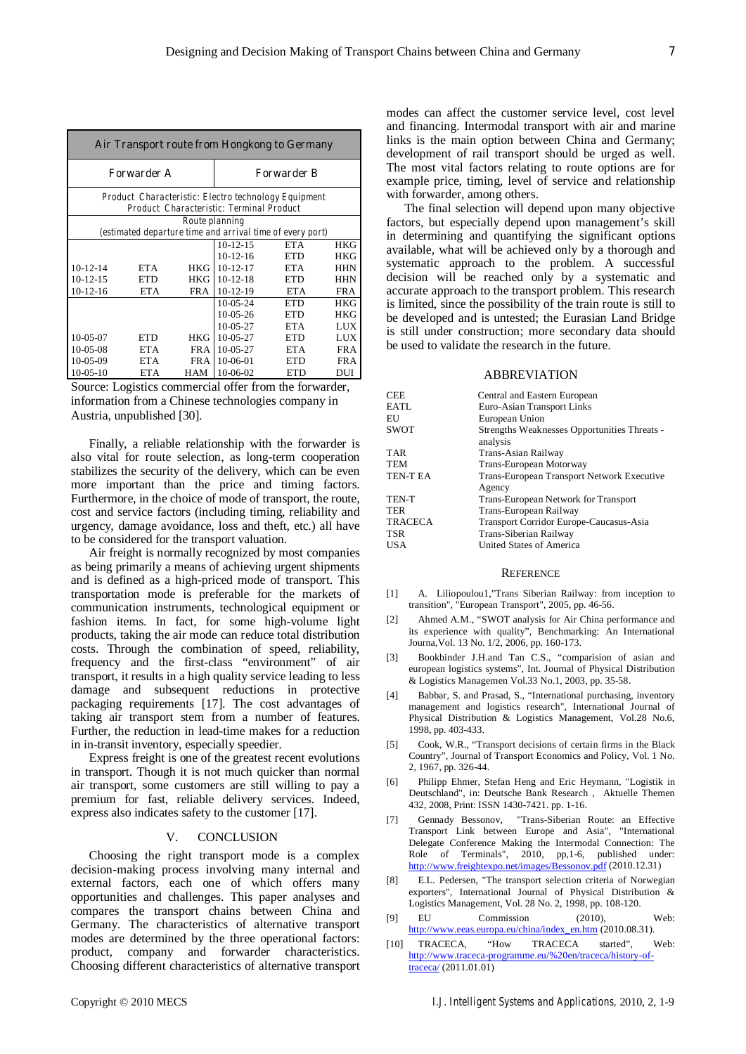| Air Transport route from Hongkong to Germany | | | | | |
|---|---|---|---|---|---|
| Forwarder A | | | Forwarder B | | |
| Product Characteristic: Electro technology Equipment<br>Product Characteristic: Terminal Product | | | | | |
| Route planning<br>(estimated departure time and arrival time of every port) | | | | | |
| | | | 10-12-15 | ETA | HKG |
| | | | 10-12-16 | ETD | HKG |
| 10-12-14 | ETA | HKG | 10-12-17 | ETA | HHN |
| 10-12-15 | ETD | HKG | 10-12-18 | ETD | HHN |
| 10-12-16 | ETA | FRA | 10-12-19 | ETA | FRA |
| | | | 10-05-24 | ETD | HKG |
| | | | 10-05-26 | ETD | HKG |
| | | | 10-05-27 | ETA | LUX |
| 10-05-07 | ETD | HKG | 10-05-27 | ETD | LUX |
| 10-05-08 | ETA | FRA | 10-05-27 | ETA | FRA |
| 10-05-09 | ETA | FRA | 10-06-01 | ETD | FRA |
| 10-05-10 | ETA | HAM | 10-06-02 | ETD | DUI |

Source: Logistics commercial offer from the forwarder, information from a Chinese technologies company in Austria, unpublished [30].

Finally, a reliable relationship with the forwarder is also vital for route selection, as long-term cooperation stabilizes the security of the delivery, which can be even more important than the price and timing factors. Furthermore, in the choice of mode of transport, the route, cost and service factors (including timing, reliability and urgency, damage avoidance, loss and theft, etc.) all have to be considered for the transport valuation.

Air freight is normally recognized by most companies as being primarily a means of achieving urgent shipments and is defined as a high-priced mode of transport. This transportation mode is preferable for the markets of communication instruments, technological equipment or fashion items. In fact, for some high-volume light products, taking the air mode can reduce total distribution costs. Through the combination of speed, reliability, frequency and the first-class "environment" of air transport, it results in a high quality service leading to less damage and subsequent reductions in protective packaging requirements [17]. The cost advantages of taking air transport stem from a number of features. Further, the reduction in lead-time makes for a reduction in in-transit inventory, especially speedier.

Express freight is one of the greatest recent evolutions in transport. Though it is not much quicker than normal air transport, some customers are still willing to pay a premium for fast, reliable delivery services. Indeed, express also indicates safety to the customer [17].

## V. CONCLUSION

Choosing the right transport mode is a complex decision-making process involving many internal and external factors, each one of which offers many opportunities and challenges. This paper analyses and compares the transport chains between China and Germany. The characteristics of alternative transport modes are determined by the three operational factors: product, company and forwarder characteristics. Choosing different characteristics of alternative transport modes can affect the customer service level, cost level and financing. Intermodal transport with air and marine links is the main option between China and Germany; development of rail transport should be urged as well. The most vital factors relating to route options are for example price, timing, level of service and relationship with forwarder, among others.

The final selection will depend upon many objective factors, but especially depend upon management's skill in determining and quantifying the significant options available, what will be achieved only by a thorough and systematic approach to the problem. A successful decision will be reached only by a systematic and accurate approach to the transport problem. This research is limited, since the possibility of the train route is still to be developed and is untested; the Eurasian Land Bridge is still under construction; more secondary data should be used to validate the research in the future.

## ABBREVIATION

| | |
|---|---|
| CEE | Central and Eastern European |
| EATL | Euro-Asian Transport Links |
| EU | European Union |
| SWOT | Strengths Weaknesses Opportunities Threats - analysis |
| TAR | Trans-Asian Railway |
| TEM | Trans-European Motorway |
| TEN-T EA | Trans-European Transport Network Executive Agency |
| TEN-T | Trans-European Network for Transport |
| TER | Trans-European Railway |
| TRACECA | Transport Corridor Europe-Caucasus-Asia |
| TSR | Trans-Siberian Railway |
| USA | United States of America |

## REFERENCE

[1] A. Liliopoulou1,"Trans Siberian Railway: from inception to transition", "European Transport", 2005, pp. 46-56.

[2] Ahmed A.M., "SWOT analysis for Air China performance and its experience with quality", Benchmarking: An International Journa,Vol. 13 No. 1/2, 2006, pp. 160-173.

[3] Bookbinder J.H.and Tan C.S., "comparision of asian and european logistics systems", Int. Journal of Physical Distribution & Logistics Managemen Vol.33 No.1, 2003, pp. 35-58.

[4] Babbar, S. and Prasad, S., "International purchasing, inventory management and logistics research", International Journal of Physical Distribution & Logistics Management, Vol.28 No.6, 1998, pp. 403-433.

[5] Cook, W.R., "Transport decisions of certain firms in the Black Country", Journal of Transport Economics and Policy, Vol. 1 No. 2, 1967, pp. 326-44.

[6] Philipp Ehmer, Stefan Heng and Eric Heymann, "Logistik in Deutschland", in: Deutsche Bank Research , Aktuelle Themen 432, 2008, Print: ISSN 1430-7421. pp. 1-16.

[7] Gennady Bessonov, "Trans-Siberian Route: an Effective Transport Link between Europe and Asia", "International Delegate Conference Making the Intermodal Connection: The Role of Terminals", 2010, pp,1-6, published under: http://www.freightexpo.net/images/Bessonov.pdf (2010.12.31)

[8] E.L. Pedersen, "The transport selection criteria of Norwegian exporters", International Journal of Physical Distribution & Logistics Management, Vol. 28 No. 2, 1998, pp. 108-120.

[9] EU Commission (2010), Web: http://www.eeas.europa.eu/china/index_en.htm (2010.08.31).

[10] TRACECA, "How TRACECA started", Web: http://www.traceca-programme.eu/%20en/traceca/history-of-traceca/ (2011.01.01)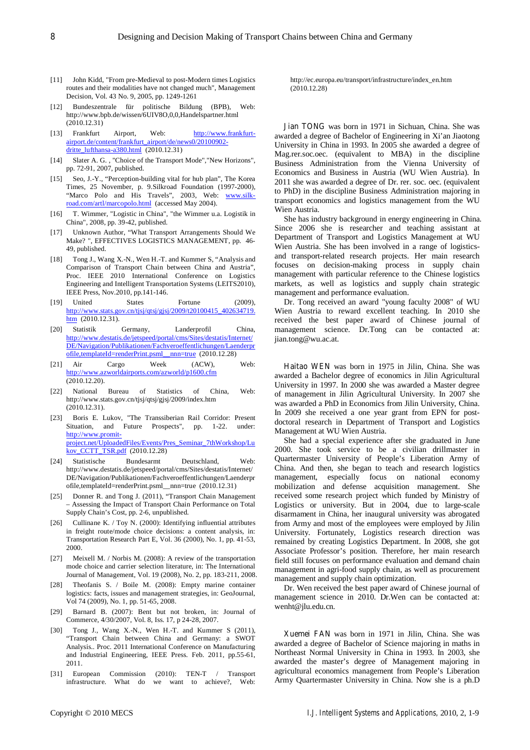[11] John Kidd, "From pre-Medieval to post-Modern times Logistics routes and their modalities have not changed much", Management Decision, Vol. 43 No. 9, 2005, pp. 1249-1261

[12] Bundeszentrale für politische Bildung (BPB), Web: http://www.bpb.de/wissen/6UIV8O,0,0,Handelspartner.html (2010.12.31)

[13] Frankfurt Airport, Web: http://www.frankfurt-airport.de/content/frankfurt_airport/de/news0/20100902-dritte_lufthansa-a380.html (2010.12.31)

[14] Slater A. G. , "Choice of the Transport Mode","New Horizons", pp. 72-91, 2007, published.

[15] Seo, J.-Y., "Perception-building vital for hub plan", The Korea Times, 25 November, p. 9.Silkroad Foundation (1997-2000), "Marco Polo and His Travels", 2003, Web: www.silk-road.com/artl/marcopolo.html (accessed May 2004).

[16] T. Wimmer, "Logistic in China", "the Wimmer u.a. Logistik in China", 2008, pp. 39-42, published.

[17] Unknown Author, "What Transport Arrangements Should We Make? ", EFFECTIVES LOGISTICS MANAGEMENT, pp. 46-49, published.

[18] Tong J., Wang X.-N., Wen H.-T. and Kummer S, "Analysis and Comparison of Transport Chain between China and Austria", Proc. IEEE 2010 International Conference on Logistics Engineering and Intelligent Transportation Systems (LEITS2010), IEEE Press, Nov.2010, pp.141-146.

[19] United States Fortune (2009), http://www.stats.gov.cn/tjsj/qtsj/gjsj/2009/t20100415_402634719.htm (2010.12.31).

[20] Statistik Germany, Landerprofil China, http://www.destatis.de/jetspeed/portal/cms/Sites/destatis/Internet/DE/Navigation/Publikationen/Fachveroeffentlichungen/Laenderprofile,templateId=renderPrint.psml__nnn=true (2010.12.28)

[21] Air Cargo Week (ACW), Web: http://www.azworldairports.com/azworld/p1600.cfm (2010.12.20).

[22] National Bureau of Statistics of China, Web: http://www.stats.gov.cn/tjsj/qtsj/gjsj/2009/index.htm (2010.12.31).

[23] Boris E. Lukov, "The Transsiberian Rail Corridor: Present Situation, and Future Prospects", pp. 1-22. under: http://www.promit-project.net/UploadedFiles/Events/Pres_Seminar_7thWorkshop/Lukov_CCTT_TSR.pdf (2010.12.28)

[24] Statistische Bundesarmt Deutschland, Web: http://www.destatis.de/jetspeed/portal/cms/Sites/destatis/Internet/DE/Navigation/Publikationen/Fachveroeffentlichungen/Laenderprofile,templateId=renderPrint.psml__nnn=true (2010.12.31)

[25] Donner R. and Tong J. (2011), "Transport Chain Management – Assessing the Impact of Transport Chain Performance on Total Supply Chain's Cost, pp. 2-6, unpublished.

[26] Cullinane K. / Toy N. (2000): Identifying influential attributes in freight route/mode choice decisions: a content analysis, in: Transportation Research Part E, Vol. 36 (2000), No. 1, pp. 41-53, 2000.

[27] Meixell M. / Norbis M. (2008): A review of the transportation mode choice and carrier selection literature, in: The International Journal of Management, Vol. 19 (2008), No. 2, pp. 183-211, 2008.

[28] Theofanis S. / Boile M. (2008): Empty marine container logistics: facts, issues and management strategies, in: GeoJournal, Vol 74 (2009), No. 1, pp. 51-65, 2008.

[29] Barnard B. (2007): Bent but not broken, in: Journal of Commerce, 4/30/2007, Vol. 8, Iss. 17, p 24-28, 2007.

[30] Tong J., Wang X.-N., Wen H.-T. and Kummer S (2011), "Transport Chain between China and Germany: a SWOT Analysis.. Proc. 2011 International Conference on Manufacturing and Industrial Engineering, IEEE Press. Feb. 2011, pp.55-61, 2011.

[31] European Commission (2010): TEN-T / Transport infrastructure. What do we want to achieve?, Web: http://ec.europa.eu/transport/infrastructure/index_en.htm (2010.12.28)

**Jian TONG** was born in 1971 in Sichuan, China. She was awarded a degree of Bachelor of Engineering in Xi'an Jiaotong University in China in 1993. In 2005 she awarded a degree of Mag.rer.soc.oec. (equivalent to MBA) in the discipline Business Administration from the Vienna University of Economics and Business in Austria (WU Wien Austria). In 2011 she was awarded a degree of Dr. rer. soc. oec. (equivalent to PhD) in the discipline Business Administration majoring in transport economics and logistics management from the WU Wien Austria.

She has industry background in energy engineering in China. Since 2006 she is researcher and teaching assistant at Department of Transport and Logistics Management at WU Wien Austria. She has been involved in a range of logistics- and transport-related research projects. Her main research focuses on decision-making process in supply chain management with particular reference to the Chinese logistics markets, as well as logistics and supply chain strategic management and performance evaluation.

Dr. Tong received an award "young faculty 2008" of WU Wien Austria to reward excellent teaching. In 2010 she received the best paper award of Chinese journal of management science. Dr.Tong can be contacted at: jian.tong@wu.ac.at.

**Haitao WEN** was born in 1975 in Jilin, China. She was awarded a Bachelor degree of economics in Jilin Agricultural University in 1997. In 2000 she was awarded a Master degree of management in Jilin Agricultural University. In 2007 she was awarded a PhD in Economics from Jilin University, China. In 2009 she received a one year grant from EPN for post-doctoral research in Department of Transport and Logistics Management at WU Wien Austria.

She had a special experience after she graduated in June 2000. She took service to be a civilian drillmaster in Quartermaster University of People's Liberation Army of China. And then, she began to teach and research logistics management, especially focus on national economy mobilization and defense acquisition management. She received some research project which funded by Ministry of Logistics or university. But in 2004, due to large-scale disarmament in China, her inaugural university was abrogated from Army and most of the employees were employed by Jilin University. Fortunately, Logistics research direction was remained by creating Logistics Department. In 2008, she got Associate Professor's position. Therefore, her main research field still focuses on performance evaluation and demand chain management in agri-food supply chain, as well as procurement management and supply chain optimization.

Dr. Wen received the best paper award of Chinese journal of management science in 2010. Dr.Wen can be contacted at: wenht@jlu.edu.cn.

**Xuemei FAN** was born in 1971 in Jilin, China. She was awarded a degree of Bachelor of Science majoring in maths in Northeast Normal University in China in 1993. In 2003, she awarded the master's degree of Management majoring in agricultural economics management from People's Liberation Army Quartermaster University in China. Now she is a ph.D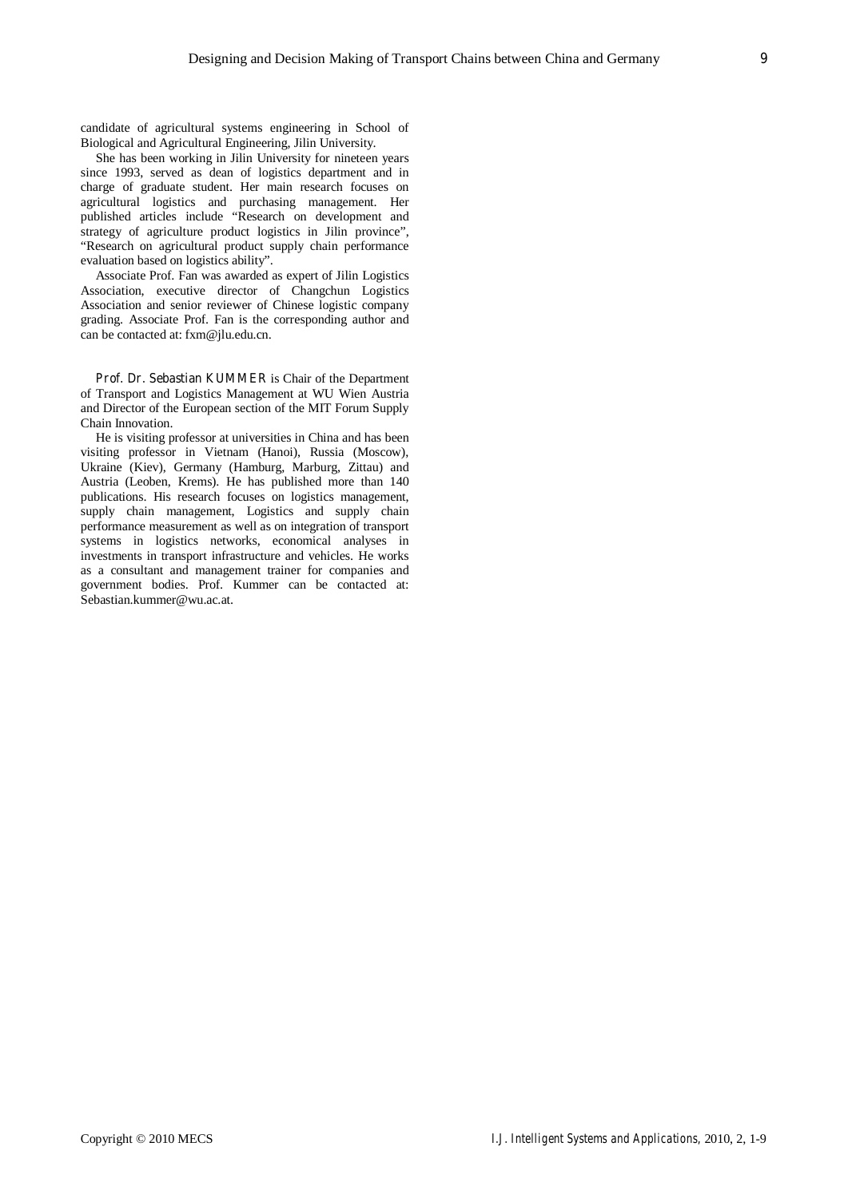candidate of agricultural systems engineering in School of Biological and Agricultural Engineering, Jilin University.

She has been working in Jilin University for nineteen years since 1993, served as dean of logistics department and in charge of graduate student. Her main research focuses on agricultural logistics and purchasing management. Her published articles include "Research on development and strategy of agriculture product logistics in Jilin province", "Research on agricultural product supply chain performance evaluation based on logistics ability".

Associate Prof. Fan was awarded as expert of Jilin Logistics Association, executive director of Changchun Logistics Association and senior reviewer of Chinese logistic company grading. Associate Prof. Fan is the corresponding author and can be contacted at: fxm@jlu.edu.cn.

Prof. Dr. Sebastian KUMMER is Chair of the Department of Transport and Logistics Management at WU Wien Austria and Director of the European section of the MIT Forum Supply Chain Innovation.

He is visiting professor at universities in China and has been visiting professor in Vietnam (Hanoi), Russia (Moscow), Ukraine (Kiev), Germany (Hamburg, Marburg, Zittau) and Austria (Leoben, Krems). He has published more than 140 publications. His research focuses on logistics management, supply chain management, Logistics and supply chain performance measurement as well as on integration of transport systems in logistics networks, economical analyses in investments in transport infrastructure and vehicles. He works as a consultant and management trainer for companies and government bodies. Prof. Kummer can be contacted at: Sebastian.kummer@wu.ac.at.